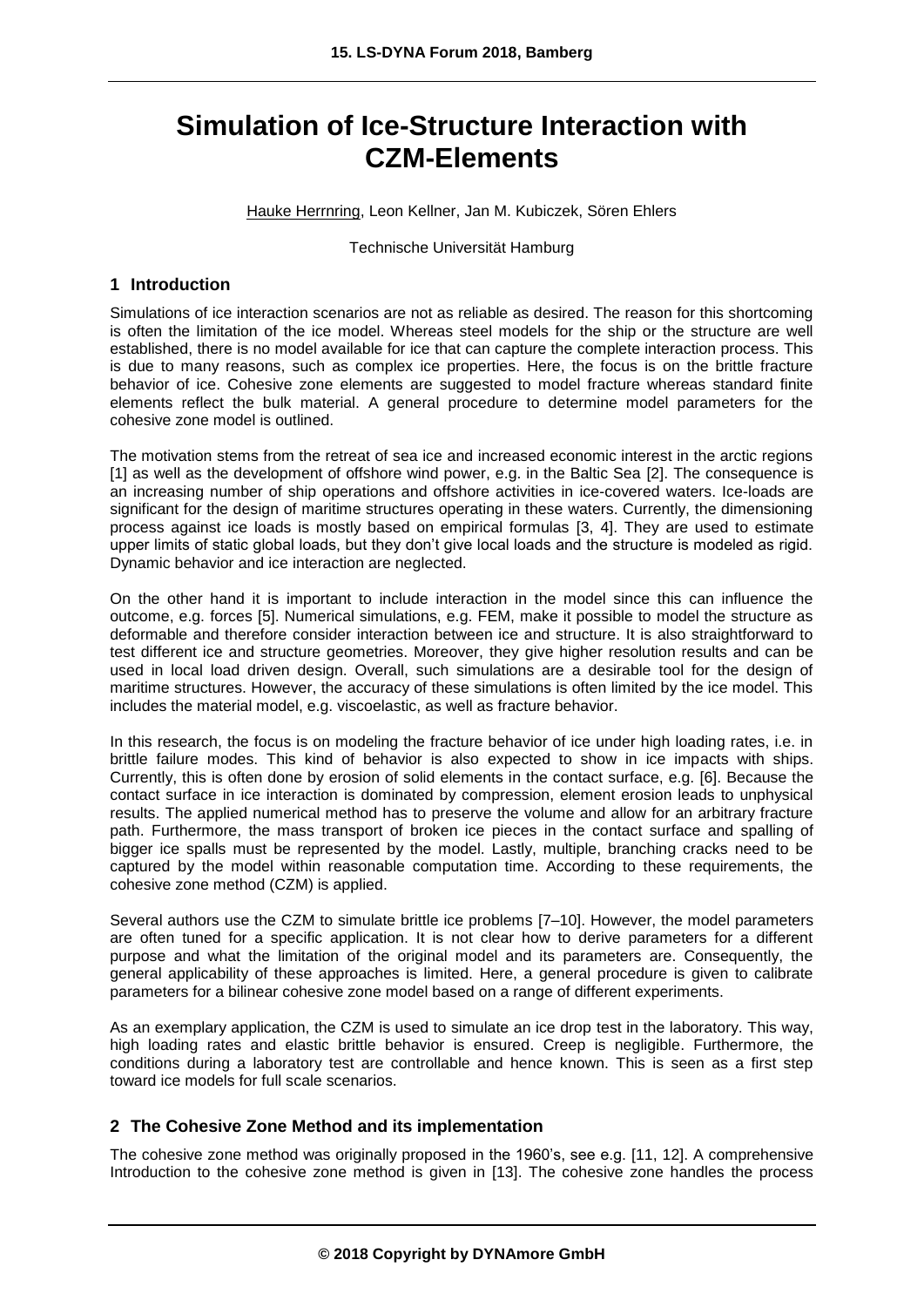# Simulation of Ice-Structure Interaction with CZM-Elements

Hauke Herrnring, Leon Kellner, Jan M. Kubiczek, Sören Ehlers

Technische Universität Hamburg

## 1 Introduction

Simulations of ice interaction scenarios are not as reliable as desired. The reason for this shortcoming is often the limitation of the ice model. Whereas steel models for the ship or the structure are well established, there is no model available for ice that can capture the complete interaction process. This is due to many reasons, such as complex ice properties. Here, the focus is on the brittle fracture behavior of ice. Cohesive zone elements are suggested to model fracture whereas standard finite elements reflect the bulk material. A general procedure to determine model parameters for the cohesive zone model is outlined.

The motivation stems from the retreat of sea ice and increased economic interest in the arctic regions [1] as well as the development of offshore wind power, e.g. in the Baltic Sea [2]. The consequence is an increasing number of ship operations and offshore activities in ice-covered waters. Ice-loads are significant for the design of maritime structures operating in these waters. Currently, the dimensioning process against ice loads is mostly based on empirical formulas [3, 4]. They are used to estimate upper limits of static global loads, but they don't give local loads and the structure is modeled as rigid. Dynamic behavior and ice interaction are neglected.

On the other hand it is important to include interaction in the model since this can influence the outcome, e.g. forces [5]. Numerical simulations, e.g. FEM, make it possible to model the structure as deformable and therefore consider interaction between ice and structure. It is also straightforward to test different ice and structure geometries. Moreover, they give higher resolution results and can be used in local load driven design. Overall, such simulations are a desirable tool for the design of maritime structures. However, the accuracy of these simulations is often limited by the ice model. This includes the material model, e.g. viscoelastic, as well as fracture behavior.

In this research, the focus is on modeling the fracture behavior of ice under high loading rates, i.e. in brittle failure modes. This kind of behavior is also expected to show in ice impacts with ships. Currently, this is often done by erosion of solid elements in the contact surface, e.g. [6]. Because the contact surface in ice interaction is dominated by compression, element erosion leads to unphysical results. The applied numerical method has to preserve the volume and allow for an arbitrary fracture path. Furthermore, the mass transport of broken ice pieces in the contact surface and spalling of bigger ice spalls must be represented by the model. Lastly, multiple, branching cracks need to be captured by the model within reasonable computation time. According to these requirements, the cohesive zone method (CZM) is applied.

Several authors use the CZM to simulate brittle ice problems [7–10]. However, the model parameters are often tuned for a specific application. It is not clear how to derive parameters for a different purpose and what the limitation of the original model and its parameters are. Consequently, the general applicability of these approaches is limited. Here, a general procedure is given to calibrate parameters for a bilinear cohesive zone model based on a range of different experiments.

As an exemplary application, the CZM is used to simulate an ice drop test in the laboratory. This way, high loading rates and elastic brittle behavior is ensured. Creep is negligible. Furthermore, the conditions during a laboratory test are controllable and hence known. This is seen as a first step toward ice models for full scale scenarios.

## 2 The Cohesive Zone Method and its implementation

The cohesive zone method was originally proposed in the 1960's, see e.g. [11, 12]. A comprehensive Introduction to the cohesive zone method is given in [13]. The cohesive zone handles the process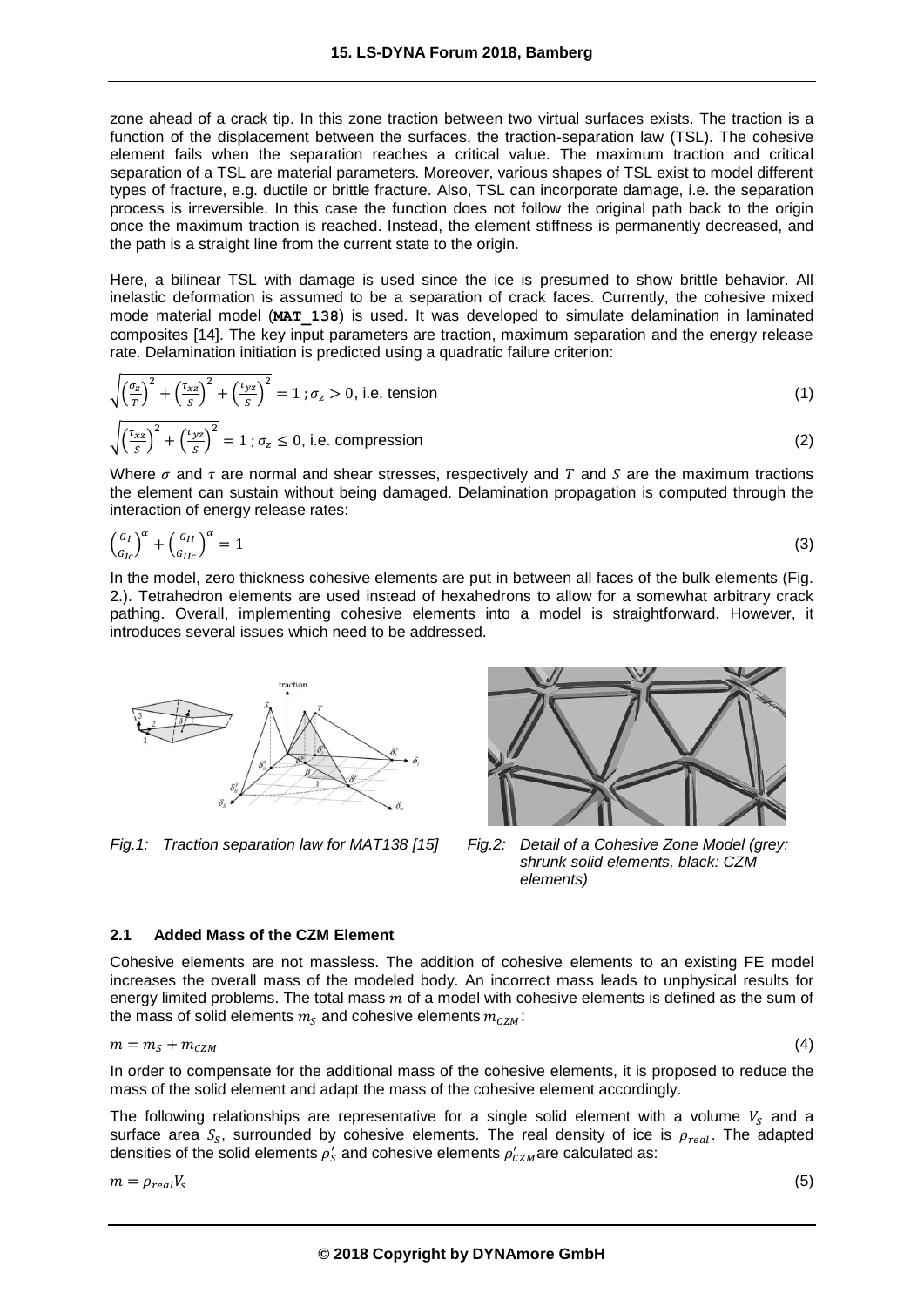zone ahead of a crack tip. In this zone traction between two virtual surfaces exists. The traction is a function of the displacement between the surfaces, the traction-separation law (TSL). The cohesive element fails when the separation reaches a critical value. The maximum traction and critical separation of a TSL are material parameters. Moreover, various shapes of TSL exist to model different types of fracture, e.g. ductile or brittle fracture. Also, TSL can incorporate damage, i.e. the separation process is irreversible. In this case the function does not follow the original path back to the origin once the maximum traction is reached. Instead, the element stiffness is permanently decreased, and the path is a straight line from the current state to the origin.

Here, a bilinear TSL with damage is used since the ice is presumed to show brittle behavior. All inelastic deformation is assumed to be a separation of crack faces. Currently, the cohesive mixed mode material model (**MAT_138**) is used. It was developed to simulate delamination in laminated composites [14]. The key input parameters are traction, maximum separation and the energy release rate. Delamination initiation is predicted using a quadratic failure criterion:

$$\sqrt{\left(\frac{\sigma_z}{T}\right)^2 + \left(\frac{\tau_{xz}}{S}\right)^2 + \left(\frac{\tau_{yz}}{S}\right)^2} = 1 \,;\sigma_z > 0\text{, i.e. tension} \tag{1}$$

$$\sqrt{\left(\frac{\tau_{xz}}{S}\right)^2 + \left(\frac{\tau_{yz}}{S}\right)^2} = 1 \,;\sigma_z \leq 0\text{, i.e. compression} \tag{2}$$

Where $\sigma$ and $\tau$ are normal and shear stresses, respectively and $T$ and $S$ are the maximum tractions the element can sustain without being damaged. Delamination propagation is computed through the interaction of energy release rates:

$$\left(\frac{G_I}{G_{Ic}}\right)^{\alpha} + \left(\frac{G_{II}}{G_{IIc}}\right)^{\alpha} = 1 \tag{3}$$

In the model, zero thickness cohesive elements are put in between all faces of the bulk elements (Fig. 2.). Tetrahedron elements are used instead of hexahedrons to allow for a somewhat arbitrary crack pathing. Overall, implementing cohesive elements into a model is straightforward. However, it introduces several issues which need to be addressed.

*Fig.1: Traction separation law for MAT138 [15]*

*Fig.2: Detail of a Cohesive Zone Model (grey: shrunk solid elements, black: CZM elements)*

### 2.1 Added Mass of the CZM Element

Cohesive elements are not massless. The addition of cohesive elements to an existing FE model increases the overall mass of the modeled body. An incorrect mass leads to unphysical results for energy limited problems. The total mass $m$ of a model with cohesive elements is defined as the sum of the mass of solid elements $m_S$ and cohesive elements $m_{CZM}$:

$$m = m_S + m_{CZM} \tag{4}$$

In order to compensate for the additional mass of the cohesive elements, it is proposed to reduce the mass of the solid element and adapt the mass of the cohesive element accordingly.

The following relationships are representative for a single solid element with a volume $V_S$ and a surface area $S_S$, surrounded by cohesive elements. The real density of ice is $\rho_{real}$. The adapted densities of the solid elements $\rho_S'$ and cohesive elements $\rho_{CZM}'$ are calculated as:

$$m = \rho_{real} V_s \tag{5}$$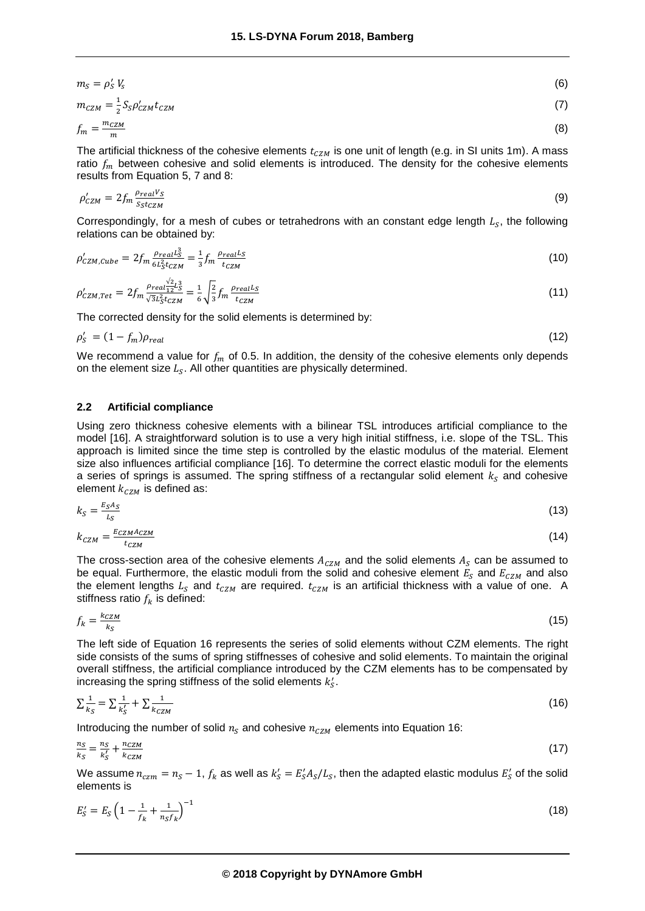$$m_S = \rho_S' V_s \tag{6}$$

$$m_{CZM} = \frac{1}{2} S_S \rho_{CZM}' t_{CZM} \tag{7}$$

$$f_m = \frac{m_{CZM}}{m} \tag{8}$$

The artificial thickness of the cohesive elements $t_{CZM}$ is one unit of length (e.g. in SI units 1m). A mass ratio $f_m$ between cohesive and solid elements is introduced. The density for the cohesive elements results from Equation 5, 7 and 8:

$$\rho_{CZM}' = 2 f_m \frac{\rho_{real} V_S}{S_S t_{CZM}} \tag{9}$$

Correspondingly, for a mesh of cubes or tetrahedrons with an constant edge length $L_S$, the following relations can be obtained by:

$$\rho_{CZM,Cube}' = 2 f_m \frac{\rho_{real} L_S^3}{6 L_S^2 t_{CZM}} = \frac{1}{3} f_m \frac{\rho_{real} L_S}{t_{CZM}} \tag{10}$$

$$\rho_{CZM,Tet}' = 2 f_m \frac{\rho_{real} \frac{\sqrt{2}}{12} L_S^3}{\sqrt{3} L_S^2 t_{CZM}} = \frac{1}{6} \sqrt{\frac{2}{3}} f_m \frac{\rho_{real} L_S}{t_{CZM}} \tag{11}$$

The corrected density for the solid elements is determined by:

$$\rho_S' = (1 - f_m) \rho_{real} \tag{12}$$

We recommend a value for $f_m$ of 0.5. In addition, the density of the cohesive elements only depends on the element size $L_S$. All other quantities are physically determined.

### 2.2 Artificial compliance

Using zero thickness cohesive elements with a bilinear TSL introduces artificial compliance to the model [16]. A straightforward solution is to use a very high initial stiffness, i.e. slope of the TSL. This approach is limited since the time step is controlled by the elastic modulus of the material. Element size also influences artificial compliance [16]. To determine the correct elastic moduli for the elements a series of springs is assumed. The spring stiffness of a rectangular solid element $k_S$ and cohesive element $k_{CZM}$ is defined as:

$$k_S = \frac{E_S A_S}{L_S} \tag{13}$$

$$k_{CZM} = \frac{E_{CZM} A_{CZM}}{t_{CZM}} \tag{14}$$

The cross-section area of the cohesive elements $A_{CZM}$ and the solid elements $A_S$ can be assumed to be equal. Furthermore, the elastic moduli from the solid and cohesive element $E_S$ and $E_{CZM}$ and also the element lengths $L_S$ and $t_{CZM}$ are required. $t_{CZM}$ is an artificial thickness with a value of one. A stiffness ratio $f_k$ is defined:

$$f_k = \frac{k_{CZM}}{k_S} \tag{15}$$

The left side of Equation 16 represents the series of solid elements without CZM elements. The right side consists of the sums of spring stiffnesses of cohesive and solid elements. To maintain the original overall stiffness, the artificial compliance introduced by the CZM elements has to be compensated by increasing the spring stiffness of the solid elements $k_S'$.

$$\sum \frac{1}{k_S} = \sum \frac{1}{k_S'} + \sum \frac{1}{k_{CZM}} \tag{16}$$

Introducing the number of solid $n_S$ and cohesive $n_{CZM}$ elements into Equation 16:

$$\frac{n_S}{k_S} = \frac{n_S}{k_S'} + \frac{n_{CZM}}{k_{CZM}} \tag{17}$$

We assume $n_{czm} = n_S - 1$, $f_k$ as well as $k_S' = E_S' A_S / L_S$, then the adapted elastic modulus $E_S'$ of the solid elements is

$$E_S' = E_S \left(1 - \frac{1}{f_k} + \frac{1}{n_S f_k}\right)^{-1} \tag{18}$$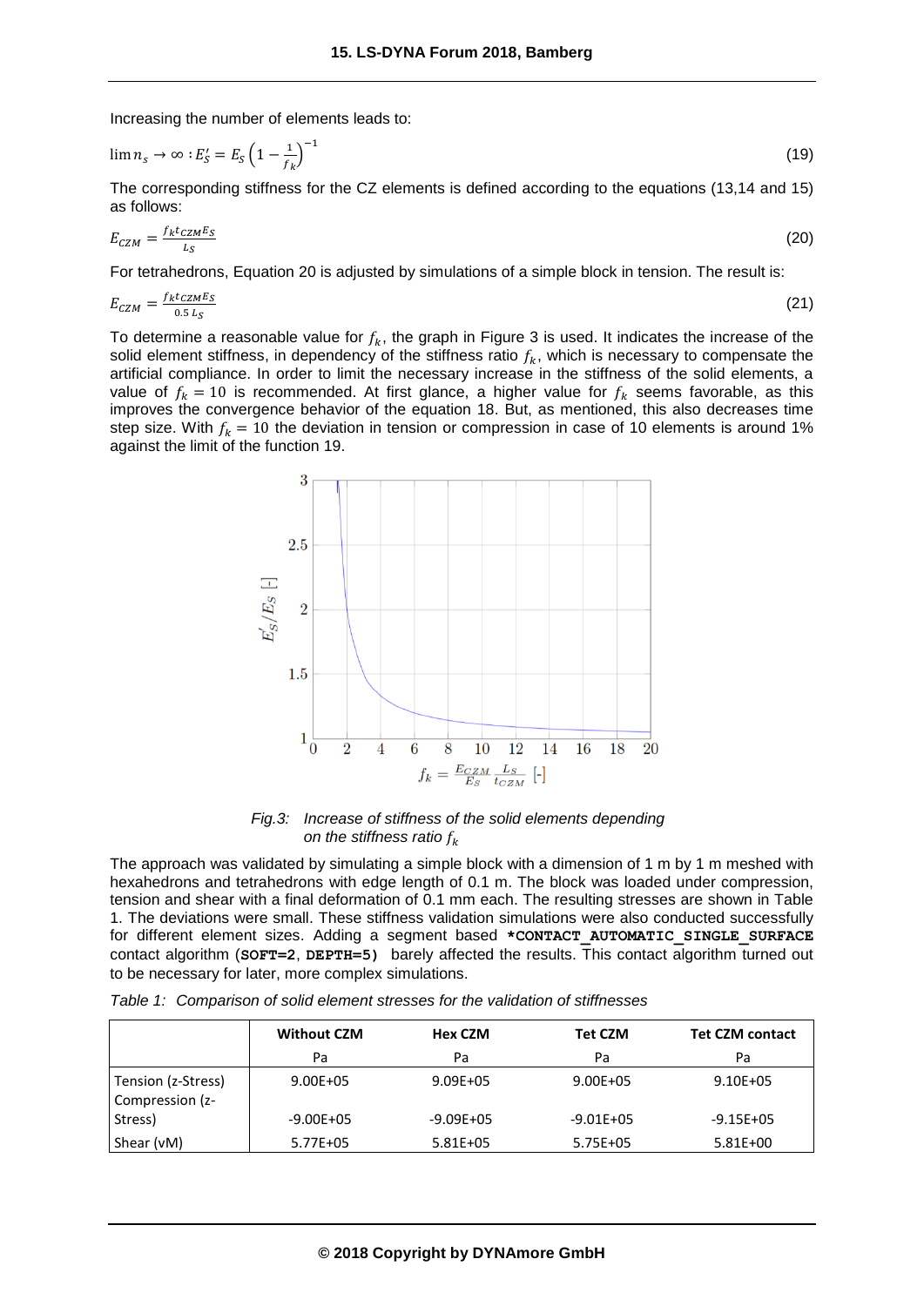Increasing the number of elements leads to:

$$\lim n_s \to \infty : E_S' = E_S \left(1 - \frac{1}{f_k}\right)^{-1} \tag{19}$$

The corresponding stiffness for the CZ elements is defined according to the equations (13,14 and 15) as follows:

$$E_{CZM} = \frac{f_k t_{CZM} E_S}{L_S} \tag{20}$$

For tetrahedrons, Equation 20 is adjusted by simulations of a simple block in tension. The result is:

$$E_{CZM} = \frac{f_k t_{CZM} E_S}{0.5\, L_S} \tag{21}$$

To determine a reasonable value for $f_k$, the graph in Figure 3 is used. It indicates the increase of the solid element stiffness, in dependency of the stiffness ratio $f_k$, which is necessary to compensate the artificial compliance. In order to limit the necessary increase in the stiffness of the solid elements, a value of $f_k = 10$ is recommended. At first glance, a higher value for $f_k$ seems favorable, as this improves the convergence behavior of the equation 18. But, as mentioned, this also decreases time step size. With $f_k = 10$ the deviation in tension or compression in case of 10 elements is around 1% against the limit of the function 19.

*Fig.3: Increase of stiffness of the solid elements depending on the stiffness ratio $f_k$*

The approach was validated by simulating a simple block with a dimension of 1 m by 1 m meshed with hexahedrons and tetrahedrons with edge length of 0.1 m. The block was loaded under compression, tension and shear with a final deformation of 0.1 mm each. The resulting stresses are shown in Table 1. The deviations were small. These stiffness validation simulations were also conducted successfully for different element sizes. Adding a segment based **\*CONTACT_AUTOMATIC_SINGLE_SURFACE** contact algorithm (**SOFT=2**, **DEPTH=5)** barely affected the results. This contact algorithm turned out to be necessary for later, more complex simulations.

*Table 1: Comparison of solid element stresses for the validation of stiffnesses*

| | **Without CZM** | **Hex CZM** | **Tet CZM** | **Tet CZM contact** |
|---|---|---|---|---|
| | Pa | Pa | Pa | Pa |
| Tension (z-Stress) | 9.00E+05 | 9.09E+05 | 9.00E+05 | 9.10E+05 |
| Compression (z-Stress) | -9.00E+05 | -9.09E+05 | -9.01E+05 | -9.15E+05 |
| Shear (vM) | 5.77E+05 | 5.81E+05 | 5.75E+05 | 5.81E+00 |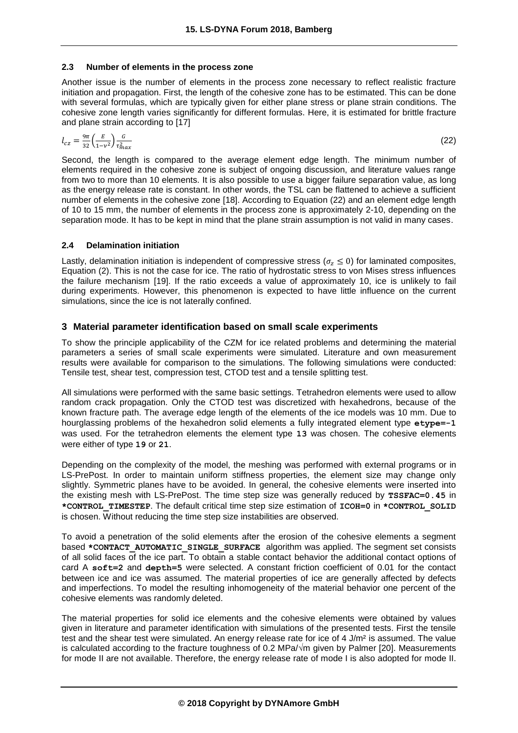### 2.3 Number of elements in the process zone

Another issue is the number of elements in the process zone necessary to reflect realistic fracture initiation and propagation. First, the length of the cohesive zone has to be estimated. This can be done with several formulas, which are typically given for either plane stress or plane strain conditions. The cohesive zone length varies significantly for different formulas. Here, it is estimated for brittle fracture and plane strain according to [17]

$$l_{cz} = \frac{9\pi}{32}\left(\frac{E}{1-\nu^2}\right)\frac{G}{\tau_{max}^2} \tag{22}$$

Second, the length is compared to the average element edge length. The minimum number of elements required in the cohesive zone is subject of ongoing discussion, and literature values range from two to more than 10 elements. It is also possible to use a bigger failure separation value, as long as the energy release rate is constant. In other words, the TSL can be flattened to achieve a sufficient number of elements in the cohesive zone [18]. According to Equation (22) and an element edge length of 10 to 15 mm, the number of elements in the process zone is approximately 2-10, depending on the separation mode. It has to be kept in mind that the plane strain assumption is not valid in many cases.

### 2.4 Delamination initiation

Lastly, delamination initiation is independent of compressive stress ($\sigma_z \leq 0$) for laminated composites, Equation (2). This is not the case for ice. The ratio of hydrostatic stress to von Mises stress influences the failure mechanism [19]. If the ratio exceeds a value of approximately 10, ice is unlikely to fail during experiments. However, this phenomenon is expected to have little influence on the current simulations, since the ice is not laterally confined.

## 3 Material parameter identification based on small scale experiments

To show the principle applicability of the CZM for ice related problems and determining the material parameters a series of small scale experiments were simulated. Literature and own measurement results were available for comparison to the simulations. The following simulations were conducted: Tensile test, shear test, compression test, CTOD test and a tensile splitting test.

All simulations were performed with the same basic settings. Tetrahedron elements were used to allow random crack propagation. Only the CTOD test was discretized with hexahedrons, because of the known fracture path. The average edge length of the elements of the ice models was 10 mm. Due to hourglassing problems of the hexahedron solid elements a fully integrated element type **etype=-1** was used. For the tetrahedron elements the element type **13** was chosen. The cohesive elements were either of type **19** or **21**.

Depending on the complexity of the model, the meshing was performed with external programs or in LS-PrePost. In order to maintain uniform stiffness properties, the element size may change only slightly. Symmetric planes have to be avoided. In general, the cohesive elements were inserted into the existing mesh with LS-PrePost. The time step size was generally reduced by **TSSFAC=0.45** in ***CONTROL_TIMESTEP**. The default critical time step size estimation of **ICOH=0** in ***CONTROL_SOLID** is chosen. Without reducing the time step size instabilities are observed.

To avoid a penetration of the solid elements after the erosion of the cohesive elements a segment based ***CONTACT_AUTOMATIC_SINGLE_SURFACE** algorithm was applied. The segment set consists of all solid faces of the ice part. To obtain a stable contact behavior the additional contact options of card A **soft=2** and **depth=5** were selected. A constant friction coefficient of 0.01 for the contact between ice and ice was assumed. The material properties of ice are generally affected by defects and imperfections. To model the resulting inhomogeneity of the material behavior one percent of the cohesive elements was randomly deleted.

The material properties for solid ice elements and the cohesive elements were obtained by values given in literature and parameter identification with simulations of the presented tests. First the tensile test and the shear test were simulated. An energy release rate for ice of 4 J/m² is assumed. The value is calculated according to the fracture toughness of 0.2 MPa/√m given by Palmer [20]. Measurements for mode II are not available. Therefore, the energy release rate of mode I is also adopted for mode II.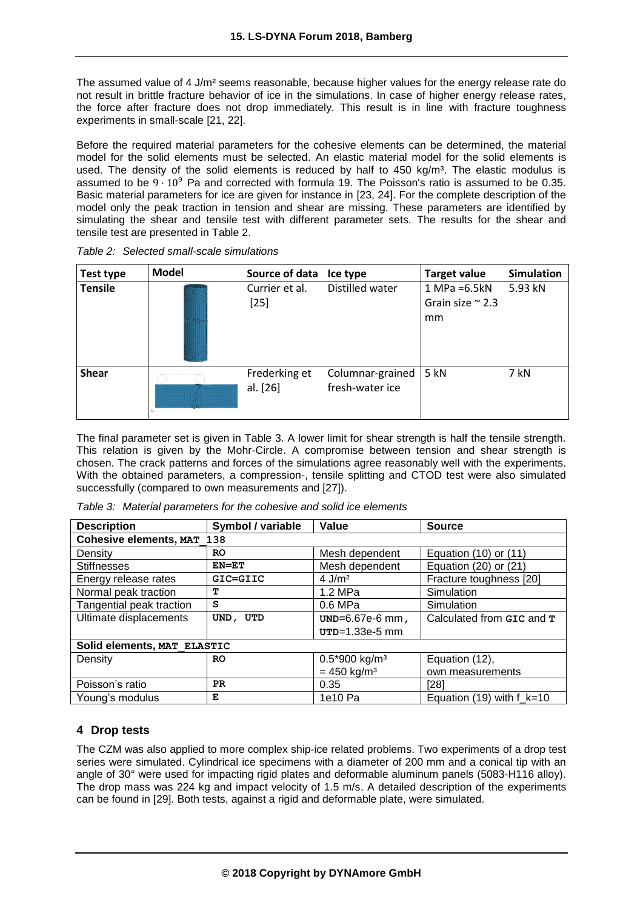The assumed value of 4 J/m² seems reasonable, because higher values for the energy release rate do not result in brittle fracture behavior of ice in the simulations. In case of higher energy release rates, the force after fracture does not drop immediately. This result is in line with fracture toughness experiments in small-scale [21, 22].

Before the required material parameters for the cohesive elements can be determined, the material model for the solid elements must be selected. An elastic material model for the solid elements is used. The density of the solid elements is reduced by half to 450 kg/m³. The elastic modulus is assumed to be $9 \cdot 10^9$ Pa and corrected with formula 19. The Poisson's ratio is assumed to be 0.35. Basic material parameters for ice are given for instance in [23, 24]. For the complete description of the model only the peak traction in tension and shear are missing. These parameters are identified by simulating the shear and tensile test with different parameter sets. The results for the shear and tensile test are presented in Table 2.

*Table 2: Selected small-scale simulations*

| Test type | Model | Source of data | Ice type | Target value | Simulation |
|---|---|---|---|---|---|
| **Tensile** | | Currier et al. [25] | Distilled water | 1 MPa =6.5kN Grain size ~ 2.3 mm | 5.93 kN |
| **Shear** | | Frederking et al. [26] | Columnar-grained fresh-water ice | 5 kN | 7 kN |

The final parameter set is given in Table 3. A lower limit for shear strength is half the tensile strength. This relation is given by the Mohr-Circle. A compromise between tension and shear strength is chosen. The crack patterns and forces of the simulations agree reasonably well with the experiments. With the obtained parameters, a compression-, tensile splitting and CTOD test were also simulated successfully (compared to own measurements and [27]).

*Table 3: Material parameters for the cohesive and solid ice elements*

| Description | Symbol / variable | Value | Source |
|---|---|---|---|
| **Cohesive elements, MAT_138** | | | |
| Density | RO | Mesh dependent | Equation (10) or (11) |
| Stiffnesses | EN=ET | Mesh dependent | Equation (20) or (21) |
| Energy release rates | GIC=GIIC | 4 J/m² | Fracture toughness [20] |
| Normal peak traction | T | 1.2 MPa | Simulation |
| Tangential peak traction | S | 0.6 MPa | Simulation |
| Ultimate displacements | UND, UTD | UND=6.67e-6 mm, UTD=1.33e-5 mm | Calculated from GIC and T |
| **Solid elements, MAT_ELASTIC** | | | |
| Density | RO | 0.5*900 kg/m³ = 450 kg/m³ | Equation (12), own measurements |
| Poisson's ratio | PR | 0.35 | [28] |
| Young's modulus | E | 1e10 Pa | Equation (19) with f_k=10 |

## 4 Drop tests

The CZM was also applied to more complex ship-ice related problems. Two experiments of a drop test series were simulated. Cylindrical ice specimens with a diameter of 200 mm and a conical tip with an angle of 30° were used for impacting rigid plates and deformable aluminum panels (5083-H116 alloy). The drop mass was 224 kg and impact velocity of 1.5 m/s. A detailed description of the experiments can be found in [29]. Both tests, against a rigid and deformable plate, were simulated.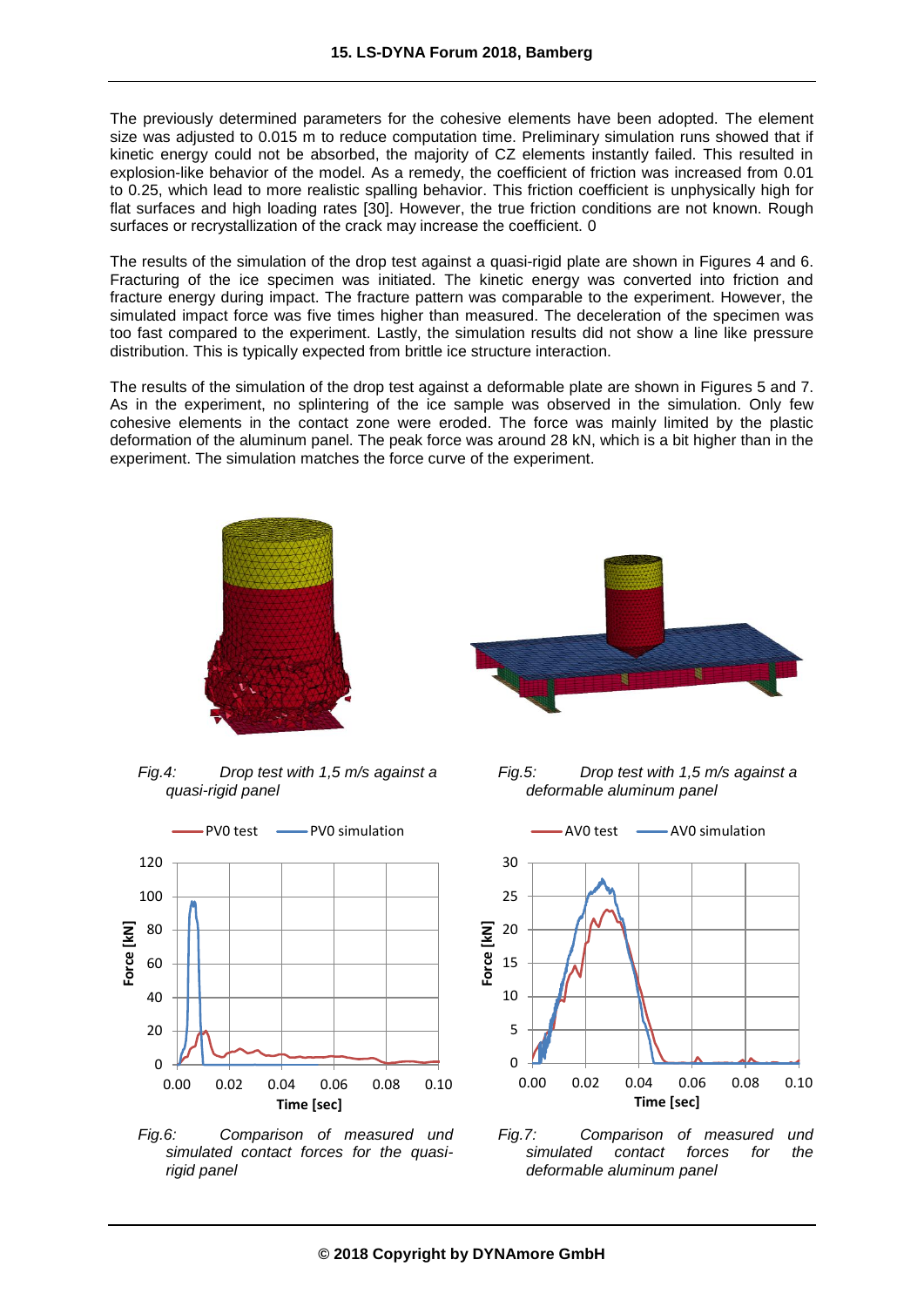The previously determined parameters for the cohesive elements have been adopted. The element size was adjusted to 0.015 m to reduce computation time. Preliminary simulation runs showed that if kinetic energy could not be absorbed, the majority of CZ elements instantly failed. This resulted in explosion-like behavior of the model. As a remedy, the coefficient of friction was increased from 0.01 to 0.25, which lead to more realistic spalling behavior. This friction coefficient is unphysically high for flat surfaces and high loading rates [30]. However, the true friction conditions are not known. Rough surfaces or recrystallization of the crack may increase the coefficient. 0

The results of the simulation of the drop test against a quasi-rigid plate are shown in Figures 4 and 6. Fracturing of the ice specimen was initiated. The kinetic energy was converted into friction and fracture energy during impact. The fracture pattern was comparable to the experiment. However, the simulated impact force was five times higher than measured. The deceleration of the specimen was too fast compared to the experiment. Lastly, the simulation results did not show a line like pressure distribution. This is typically expected from brittle ice structure interaction.

The results of the simulation of the drop test against a deformable plate are shown in Figures 5 and 7. As in the experiment, no splintering of the ice sample was observed in the simulation. Only few cohesive elements in the contact zone were eroded. The force was mainly limited by the plastic deformation of the aluminum panel. The peak force was around 28 kN, which is a bit higher than in the experiment. The simulation matches the force curve of the experiment.

*Fig.4: Drop test with 1,5 m/s against a quasi-rigid panel*

*Fig.5: Drop test with 1,5 m/s against a deformable aluminum panel*

*Fig.6: Comparison of measured und simulated contact forces for the quasi-rigid panel*

*Fig.7: Comparison of measured und simulated contact forces for the deformable aluminum panel*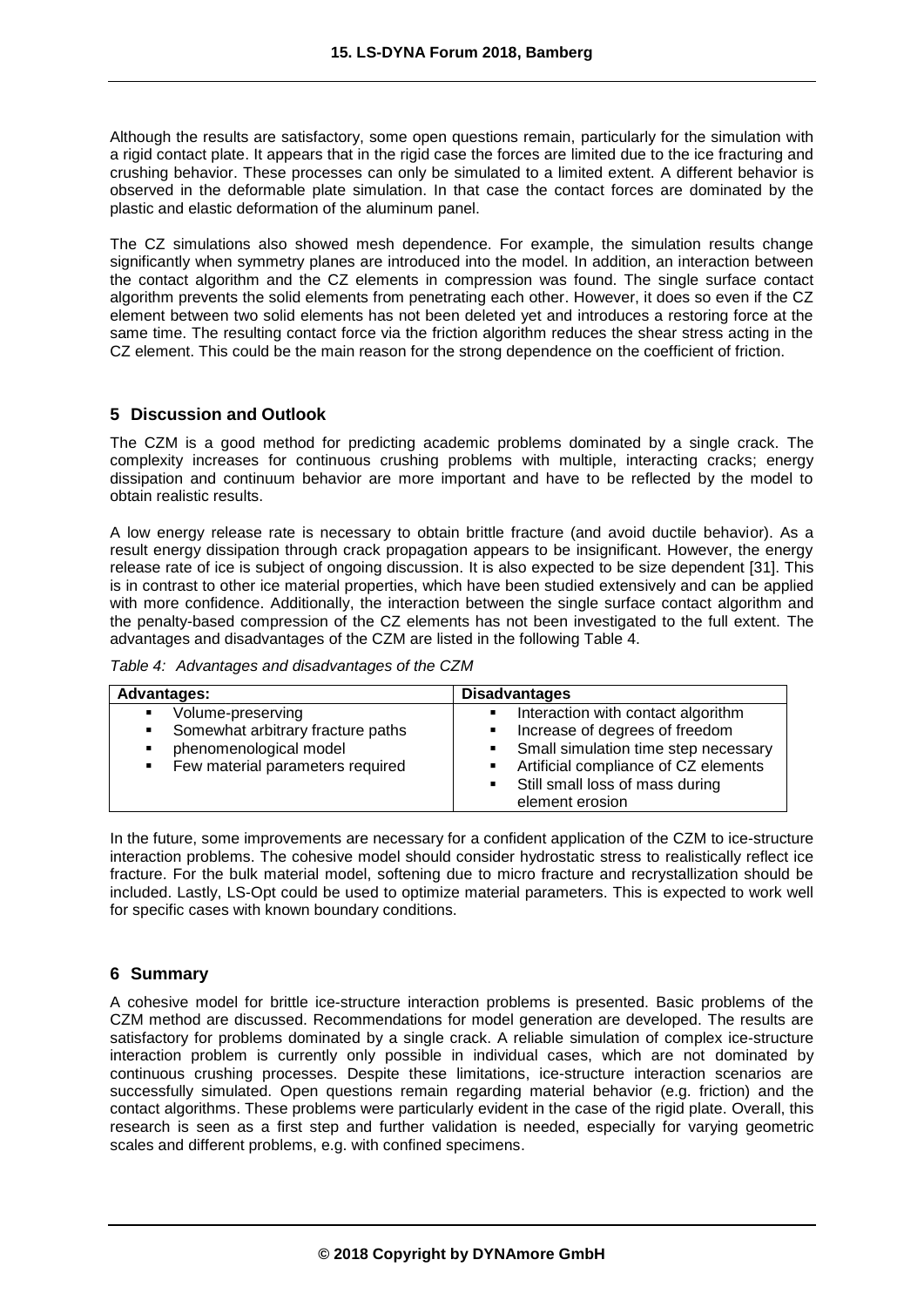Although the results are satisfactory, some open questions remain, particularly for the simulation with a rigid contact plate. It appears that in the rigid case the forces are limited due to the ice fracturing and crushing behavior. These processes can only be simulated to a limited extent. A different behavior is observed in the deformable plate simulation. In that case the contact forces are dominated by the plastic and elastic deformation of the aluminum panel.

The CZ simulations also showed mesh dependence. For example, the simulation results change significantly when symmetry planes are introduced into the model. In addition, an interaction between the contact algorithm and the CZ elements in compression was found. The single surface contact algorithm prevents the solid elements from penetrating each other. However, it does so even if the CZ element between two solid elements has not been deleted yet and introduces a restoring force at the same time. The resulting contact force via the friction algorithm reduces the shear stress acting in the CZ element. This could be the main reason for the strong dependence on the coefficient of friction.

## 5 Discussion and Outlook

The CZM is a good method for predicting academic problems dominated by a single crack. The complexity increases for continuous crushing problems with multiple, interacting cracks; energy dissipation and continuum behavior are more important and have to be reflected by the model to obtain realistic results.

A low energy release rate is necessary to obtain brittle fracture (and avoid ductile behavior). As a result energy dissipation through crack propagation appears to be insignificant. However, the energy release rate of ice is subject of ongoing discussion. It is also expected to be size dependent [31]. This is in contrast to other ice material properties, which have been studied extensively and can be applied with more confidence. Additionally, the interaction between the single surface contact algorithm and the penalty-based compression of the CZ elements has not been investigated to the full extent. The advantages and disadvantages of the CZM are listed in the following Table 4.

*Table 4: Advantages and disadvantages of the CZM*

| Advantages: | Disadvantages |
|---|---|
| ▪ Volume-preserving<br>▪ Somewhat arbitrary fracture paths<br>▪ phenomenological model<br>▪ Few material parameters required | ▪ Interaction with contact algorithm<br>▪ Increase of degrees of freedom<br>▪ Small simulation time step necessary<br>▪ Artificial compliance of CZ elements<br>▪ Still small loss of mass during element erosion |

In the future, some improvements are necessary for a confident application of the CZM to ice-structure interaction problems. The cohesive model should consider hydrostatic stress to realistically reflect ice fracture. For the bulk material model, softening due to micro fracture and recrystallization should be included. Lastly, LS-Opt could be used to optimize material parameters. This is expected to work well for specific cases with known boundary conditions.

## 6 Summary

A cohesive model for brittle ice-structure interaction problems is presented. Basic problems of the CZM method are discussed. Recommendations for model generation are developed. The results are satisfactory for problems dominated by a single crack. A reliable simulation of complex ice-structure interaction problem is currently only possible in individual cases, which are not dominated by continuous crushing processes. Despite these limitations, ice-structure interaction scenarios are successfully simulated. Open questions remain regarding material behavior (e.g. friction) and the contact algorithms. These problems were particularly evident in the case of the rigid plate. Overall, this research is seen as a first step and further validation is needed, especially for varying geometric scales and different problems, e.g. with confined specimens.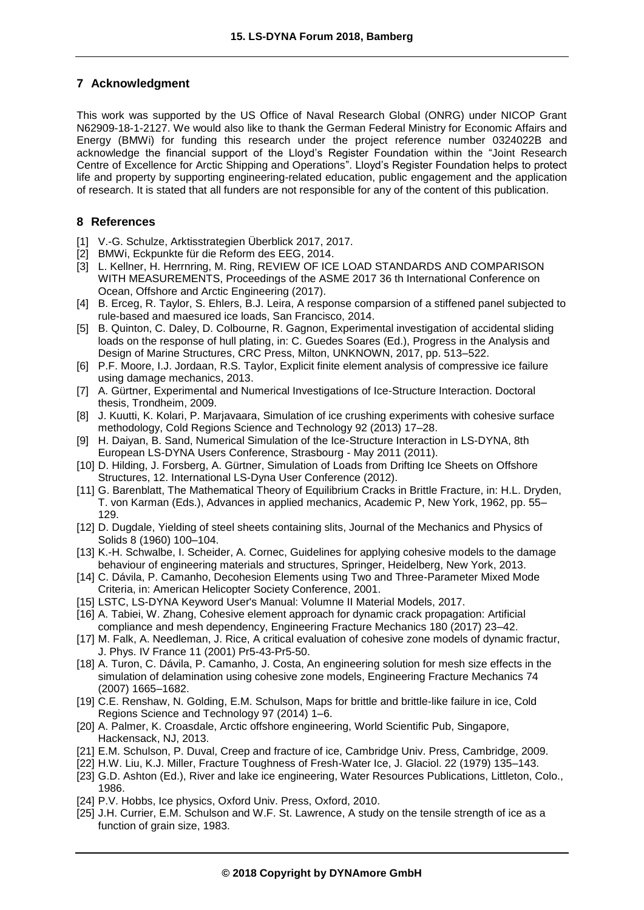## 7 Acknowledgment

This work was supported by the US Office of Naval Research Global (ONRG) under NICOP Grant N62909-18-1-2127. We would also like to thank the German Federal Ministry for Economic Affairs and Energy (BMWi) for funding this research under the project reference number 0324022B and acknowledge the financial support of the Lloyd's Register Foundation within the "Joint Research Centre of Excellence for Arctic Shipping and Operations". Lloyd's Register Foundation helps to protect life and property by supporting engineering-related education, public engagement and the application of research. It is stated that all funders are not responsible for any of the content of this publication.

## 8 References

[1] V.-G. Schulze, Arktisstrategien Überblick 2017, 2017.

[2] BMWi, Eckpunkte für die Reform des EEG, 2014.

[3] L. Kellner, H. Herrnring, M. Ring, REVIEW OF ICE LOAD STANDARDS AND COMPARISON WITH MEASUREMENTS, Proceedings of the ASME 2017 36 th International Conference on Ocean, Offshore and Arctic Engineering (2017).

[4] B. Erceg, R. Taylor, S. Ehlers, B.J. Leira, A response comparsion of a stiffened panel subjected to rule-based and maesured ice loads, San Francisco, 2014.

[5] B. Quinton, C. Daley, D. Colbourne, R. Gagnon, Experimental investigation of accidental sliding loads on the response of hull plating, in: C. Guedes Soares (Ed.), Progress in the Analysis and Design of Marine Structures, CRC Press, Milton, UNKNOWN, 2017, pp. 513–522.

[6] P.F. Moore, I.J. Jordaan, R.S. Taylor, Explicit finite element analysis of compressive ice failure using damage mechanics, 2013.

[7] A. Gürtner, Experimental and Numerical Investigations of Ice-Structure Interaction. Doctoral thesis, Trondheim, 2009.

[8] J. Kuutti, K. Kolari, P. Marjavaara, Simulation of ice crushing experiments with cohesive surface methodology, Cold Regions Science and Technology 92 (2013) 17–28.

[9] H. Daiyan, B. Sand, Numerical Simulation of the Ice-Structure Interaction in LS-DYNA, 8th European LS-DYNA Users Conference, Strasbourg - May 2011 (2011).

[10] D. Hilding, J. Forsberg, A. Gürtner, Simulation of Loads from Drifting Ice Sheets on Offshore Structures, 12. International LS-Dyna User Conference (2012).

[11] G. Barenblatt, The Mathematical Theory of Equilibrium Cracks in Brittle Fracture, in: H.L. Dryden, T. von Karman (Eds.), Advances in applied mechanics, Academic P, New York, 1962, pp. 55–129.

[12] D. Dugdale, Yielding of steel sheets containing slits, Journal of the Mechanics and Physics of Solids 8 (1960) 100–104.

[13] K.-H. Schwalbe, I. Scheider, A. Cornec, Guidelines for applying cohesive models to the damage behaviour of engineering materials and structures, Springer, Heidelberg, New York, 2013.

[14] C. Dávila, P. Camanho, Decohesion Elements using Two and Three-Parameter Mixed Mode Criteria, in: American Helicopter Society Conference, 2001.

[15] LSTC, LS-DYNA Keyword User's Manual: Volumne II Material Models, 2017.

[16] A. Tabiei, W. Zhang, Cohesive element approach for dynamic crack propagation: Artificial compliance and mesh dependency, Engineering Fracture Mechanics 180 (2017) 23–42.

[17] M. Falk, A. Needleman, J. Rice, A critical evaluation of cohesive zone models of dynamic fractur, J. Phys. IV France 11 (2001) Pr5-43-Pr5-50.

[18] A. Turon, C. Dávila, P. Camanho, J. Costa, An engineering solution for mesh size effects in the simulation of delamination using cohesive zone models, Engineering Fracture Mechanics 74 (2007) 1665–1682.

[19] C.E. Renshaw, N. Golding, E.M. Schulson, Maps for brittle and brittle-like failure in ice, Cold Regions Science and Technology 97 (2014) 1–6.

[20] A. Palmer, K. Croasdale, Arctic offshore engineering, World Scientific Pub, Singapore, Hackensack, NJ, 2013.

[21] E.M. Schulson, P. Duval, Creep and fracture of ice, Cambridge Univ. Press, Cambridge, 2009.

[22] H.W. Liu, K.J. Miller, Fracture Toughness of Fresh-Water Ice, J. Glaciol. 22 (1979) 135–143.

[23] G.D. Ashton (Ed.), River and lake ice engineering, Water Resources Publications, Littleton, Colo., 1986.

[24] P.V. Hobbs, Ice physics, Oxford Univ. Press, Oxford, 2010.

[25] J.H. Currier, E.M. Schulson and W.F. St. Lawrence, A study on the tensile strength of ice as a function of grain size, 1983.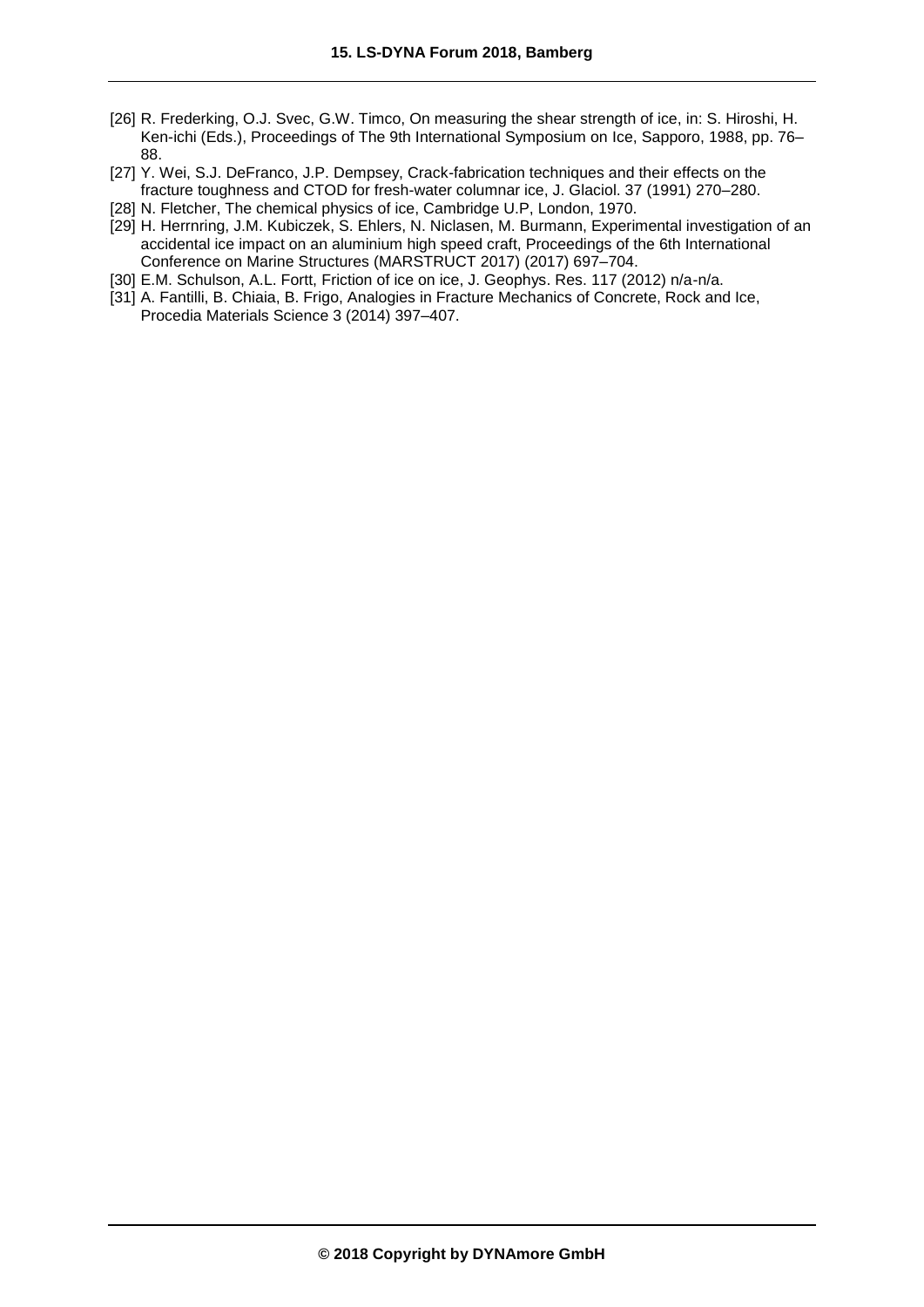[26] R. Frederking, O.J. Svec, G.W. Timco, On measuring the shear strength of ice, in: S. Hiroshi, H. Ken-ichi (Eds.), Proceedings of The 9th International Symposium on Ice, Sapporo, 1988, pp. 76–88.

[27] Y. Wei, S.J. DeFranco, J.P. Dempsey, Crack-fabrication techniques and their effects on the fracture toughness and CTOD for fresh-water columnar ice, J. Glaciol. 37 (1991) 270–280.

[28] N. Fletcher, The chemical physics of ice, Cambridge U.P, London, 1970.

[29] H. Herrnring, J.M. Kubiczek, S. Ehlers, N. Niclasen, M. Burmann, Experimental investigation of an accidental ice impact on an aluminium high speed craft, Proceedings of the 6th International Conference on Marine Structures (MARSTRUCT 2017) (2017) 697–704.

[30] E.M. Schulson, A.L. Fortt, Friction of ice on ice, J. Geophys. Res. 117 (2012) n/a-n/a.

[31] A. Fantilli, B. Chiaia, B. Frigo, Analogies in Fracture Mechanics of Concrete, Rock and Ice, Procedia Materials Science 3 (2014) 397–407.